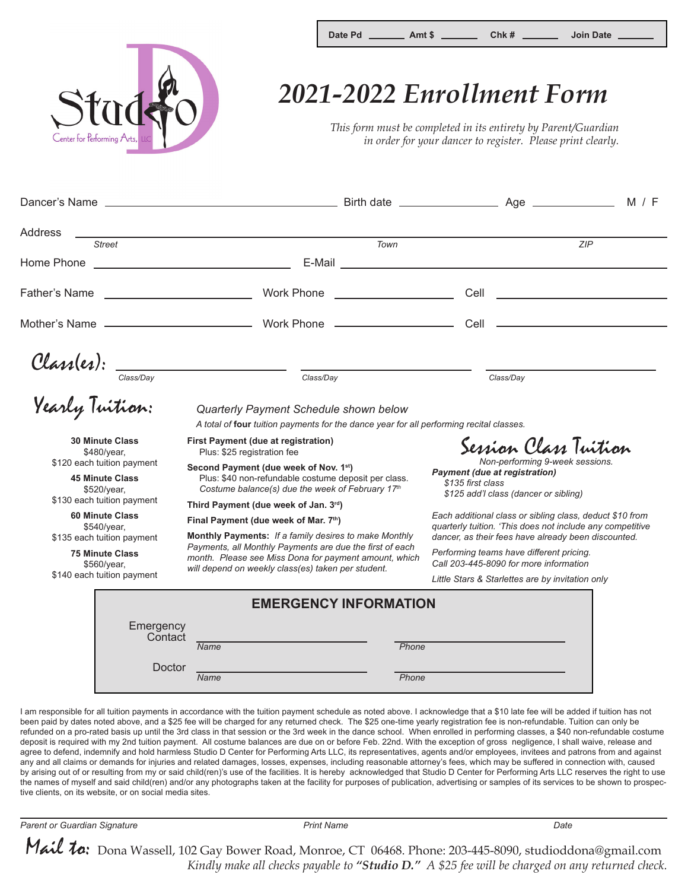Date Pd _______ Amt $ _______ Chk # _______ Join Date _______

Studio D
Center for Performing Arts, LLC

# 2021-2022 Enrollment Form

*This form must be completed in its entirety by Parent/Guardian in order for your dancer to register. Please print clearly.*

Dancer's Name ______________________ Birth date ____________ Age __________ M / F

Address ______________________________________________
*Street* *Town* *ZIP*

Home Phone ____________________ E-Mail ____________________________

Father's Name ________________ Work Phone ______________ Cell ________________

Mother's Name ________________ Work Phone ______________ Cell ________________

## Class(es):

________________ ________________ ________________
*Class/Day* *Class/Day* *Class/Day*

## Yearly Tuition:

*Quarterly Payment Schedule shown below*

*A total of* ***four*** *tuition payments for the dance year for all performing recital classes.*

**30 Minute Class**
$480/year,
$120 each tuition payment

**45 Minute Class**
$520/year,
$130 each tuition payment

**60 Minute Class**
$540/year,
$135 each tuition payment

**75 Minute Class**
$560/year,
$140 each tuition payment

**First Payment (due at registration)**
Plus: $25 registration fee

**Second Payment (due week of Nov. 1st)**
Plus: $40 non-refundable costume deposit per class.
*Costume balance(s) due the week of February 17th*

**Third Payment (due week of Jan. 3rd)**

**Final Payment (due week of Mar. 7th)**

**Monthly Payments:** *If a family desires to make Monthly Payments, all Monthly Payments are due the first of each month. Please see Miss Dona for payment amount, which will depend on weekly class(es) taken per student.*

## Session Class Tuition

*Non-performing 9-week sessions.*

***Payment (due at registration)***
*$135 first class*
*$125 add'l class (dancer or sibling)*

*Each additional class or sibling class, deduct $10 from quarterly tuition. 'This does not include any competitive dancer, as their fees have already been discounted.*

*Performing teams have different pricing. Call 203-445-8090 for more information*

*Little Stars & Starlettes are by invitation only*

## EMERGENCY INFORMATION

Emergency Contact ____________________ ____________________
*Name* *Phone*

Doctor ____________________ ____________________
*Name* *Phone*

I am responsible for all tuition payments in accordance with the tuition payment schedule as noted above. I acknowledge that a $10 late fee will be added if tuition has not been paid by dates noted above, and a $25 fee will be charged for any returned check. The $25 one-time yearly registration fee is non-refundable. Tuition can only be refunded on a pro-rated basis up until the 3rd class in that session or the 3rd week in the dance school. When enrolled in performing classes, a $40 non-refundable costume deposit is required with my 2nd tuition payment. All costume balances are due on or before Feb. 22nd. With the exception of gross negligence, I shall waive, release and agree to defend, indemnify and hold harmless Studio D Center for Performing Arts LLC, its representatives, agents and/or employees, invitees and patrons from and against any and all claims or demands for injuries and related damages, losses, expenses, including reasonable attorney's fees, which may be suffered in connection with, caused by arising out of or resulting from my or said child(ren)'s use of the facilities. It is hereby acknowledged that Studio D Center for Performing Arts LLC reserves the right to use the names of myself and said child(ren) and/or any photographs taken at the facility for purposes of publication, advertising or samples of its services to be shown to prospective clients, on its website, or on social media sites.

______________________________________________________________
*Parent or Guardian Signature* *Print Name* *Date*

**Mail to:** Dona Wassell, 102 Gay Bower Road, Monroe, CT 06468. Phone: 203-445-8090, studioddona@gmail.com
*Kindly make all checks payable to* ***"Studio D."*** *A $25 fee will be charged on any returned check.*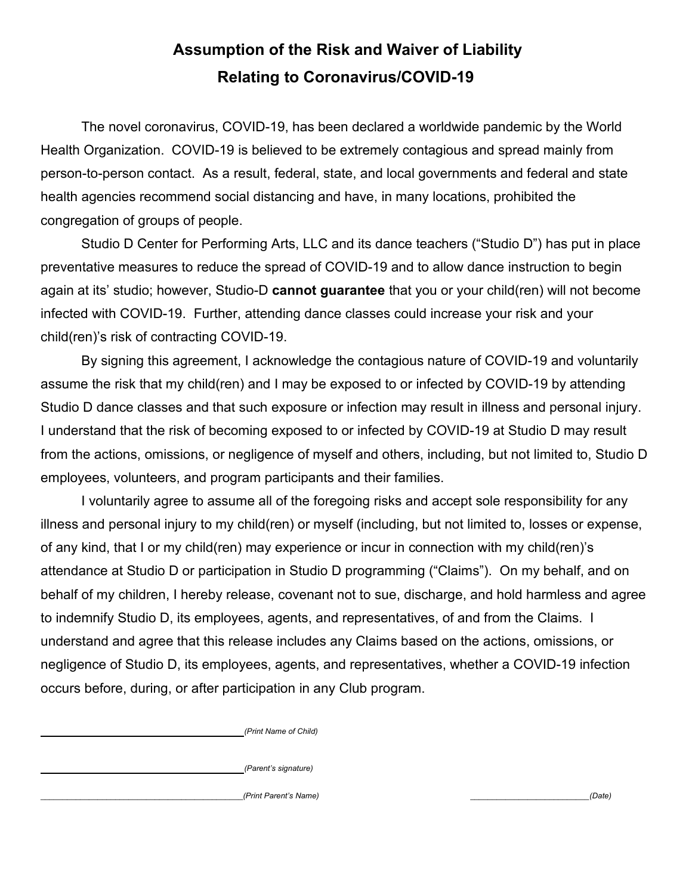# Assumption of the Risk and Waiver of Liability Relating to Coronavirus/COVID-19

The novel coronavirus, COVID-19, has been declared a worldwide pandemic by the World Health Organization. COVID-19 is believed to be extremely contagious and spread mainly from person-to-person contact. As a result, federal, state, and local governments and federal and state health agencies recommend social distancing and have, in many locations, prohibited the congregation of groups of people.

Studio D Center for Performing Arts, LLC and its dance teachers ("Studio D") has put in place preventative measures to reduce the spread of COVID-19 and to allow dance instruction to begin again at its' studio; however, Studio-D **cannot guarantee** that you or your child(ren) will not become infected with COVID-19. Further, attending dance classes could increase your risk and your child(ren)'s risk of contracting COVID-19.

By signing this agreement, I acknowledge the contagious nature of COVID-19 and voluntarily assume the risk that my child(ren) and I may be exposed to or infected by COVID-19 by attending Studio D dance classes and that such exposure or infection may result in illness and personal injury. I understand that the risk of becoming exposed to or infected by COVID-19 at Studio D may result from the actions, omissions, or negligence of myself and others, including, but not limited to, Studio D employees, volunteers, and program participants and their families.

I voluntarily agree to assume all of the foregoing risks and accept sole responsibility for any illness and personal injury to my child(ren) or myself (including, but not limited to, losses or expense, of any kind, that I or my child(ren) may experience or incur in connection with my child(ren)'s attendance at Studio D or participation in Studio D programming ("Claims"). On my behalf, and on behalf of my children, I hereby release, covenant not to sue, discharge, and hold harmless and agree to indemnify Studio D, its employees, agents, and representatives, of and from the Claims. I understand and agree that this release includes any Claims based on the actions, omissions, or negligence of Studio D, its employees, agents, and representatives, whether a COVID-19 infection occurs before, during, or after participation in any Club program.

________________________________*(Print Name of Child)*

________________________________*(Parent's signature)*

________________________________*(Print Parent's Name)* ______________________*(Date)*